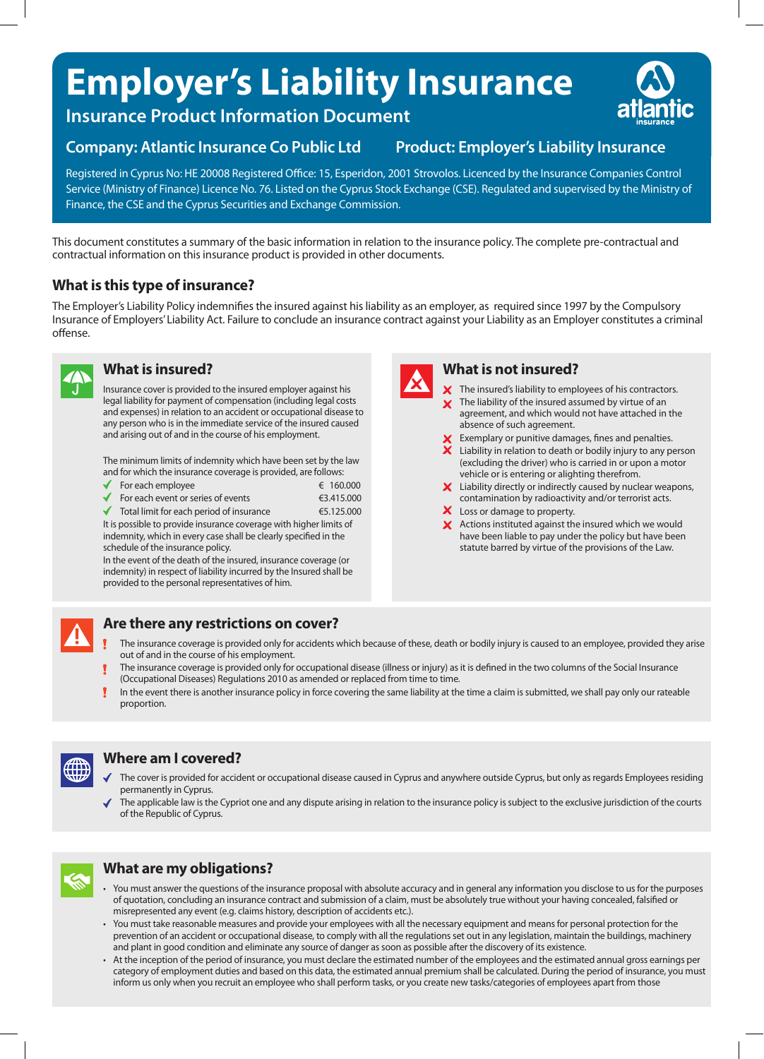# Employer's Liability Insurance

## Insurance Product Information Document

**Company: Atlantic Insurance Co Public Ltd** **Product: Employer's Liability Insurance**

Registered in Cyprus No: HE 20008 Registered Office: 15, Esperidon, 2001 Strovolos. Licenced by the Insurance Companies Control Service (Ministry of Finance) Licence No. 76. Listed on the Cyprus Stock Exchange (CSE). Regulated and supervised by the Ministry of Finance, the CSE and the Cyprus Securities and Exchange Commission.

This document constitutes a summary of the basic information in relation to the insurance policy. The complete pre-contractual and contractual information on this insurance product is provided in other documents.

## What is this type of insurance?

The Employer's Liability Policy indemnifies the insured against his liability as an employer, as required since 1997 by the Compulsory Insurance of Employers' Liability Act. Failure to conclude an insurance contract against your Liability as an Employer constitutes a criminal offense.

## What is insured?

Insurance cover is provided to the insured employer against his legal liability for payment of compensation (including legal costs and expenses) in relation to an accident or occupational disease to any person who is in the immediate service of the insured caused and arising out of and in the course of his employment.

The minimum limits of indemnity which have been set by the law and for which the insurance coverage is provided, are follows:

- ✓ For each employee € 160.000
- ✓ For each event or series of events €3.415.000
- ✓ Total limit for each period of insurance €5.125.000

It is possible to provide insurance coverage with higher limits of indemnity, which in every case shall be clearly specified in the schedule of the insurance policy.

In the event of the death of the insured, insurance coverage (or indemnity) in respect of liability incurred by the Insured shall be provided to the personal representatives of him.

## What is not insured?

- ✗ The insured's liability to employees of his contractors.
- ✗ The liability of the insured assumed by virtue of an agreement, and which would not have attached in the absence of such agreement.
- ✗ Exemplary or punitive damages, fines and penalties.
- ✗ Liability in relation to death or bodily injury to any person (excluding the driver) who is carried in or upon a motor vehicle or is entering or alighting therefrom.
- ✗ Liability directly or indirectly caused by nuclear weapons, contamination by radioactivity and/or terrorist acts.
- ✗ Loss or damage to property.
- ✗ Actions instituted against the insured which we would have been liable to pay under the policy but have been statute barred by virtue of the provisions of the Law.

## Are there any restrictions on cover?

- ! The insurance coverage is provided only for accidents which because of these, death or bodily injury is caused to an employee, provided they arise out of and in the course of his employment.
- ! The insurance coverage is provided only for occupational disease (illness or injury) as it is defined in the two columns of the Social Insurance (Occupational Diseases) Regulations 2010 as amended or replaced from time to time.
- ! In the event there is another insurance policy in force covering the same liability at the time a claim is submitted, we shall pay only our rateable proportion.

## Where am I covered?

- ✓ The cover is provided for accident or occupational disease caused in Cyprus and anywhere outside Cyprus, but only as regards Employees residing permanently in Cyprus.
- ✓ The applicable law is the Cypriot one and any dispute arising in relation to the insurance policy is subject to the exclusive jurisdiction of the courts of the Republic of Cyprus.

## What are my obligations?

- You must answer the questions of the insurance proposal with absolute accuracy and in general any information you disclose to us for the purposes of quotation, concluding an insurance contract and submission of a claim, must be absolutely true without your having concealed, falsified or misrepresented any event (e.g. claims history, description of accidents etc.).
- You must take reasonable measures and provide your employees with all the necessary equipment and means for personal protection for the prevention of an accident or occupational disease, to comply with all the regulations set out in any legislation, maintain the buildings, machinery and plant in good condition and eliminate any source of danger as soon as possible after the discovery of its existence.
- At the inception of the period of insurance, you must declare the estimated number of the employees and the estimated annual gross earnings per category of employment duties and based on this data, the estimated annual premium shall be calculated. During the period of insurance, you must inform us only when you recruit an employee who shall perform tasks, or you create new tasks/categories of employees apart from those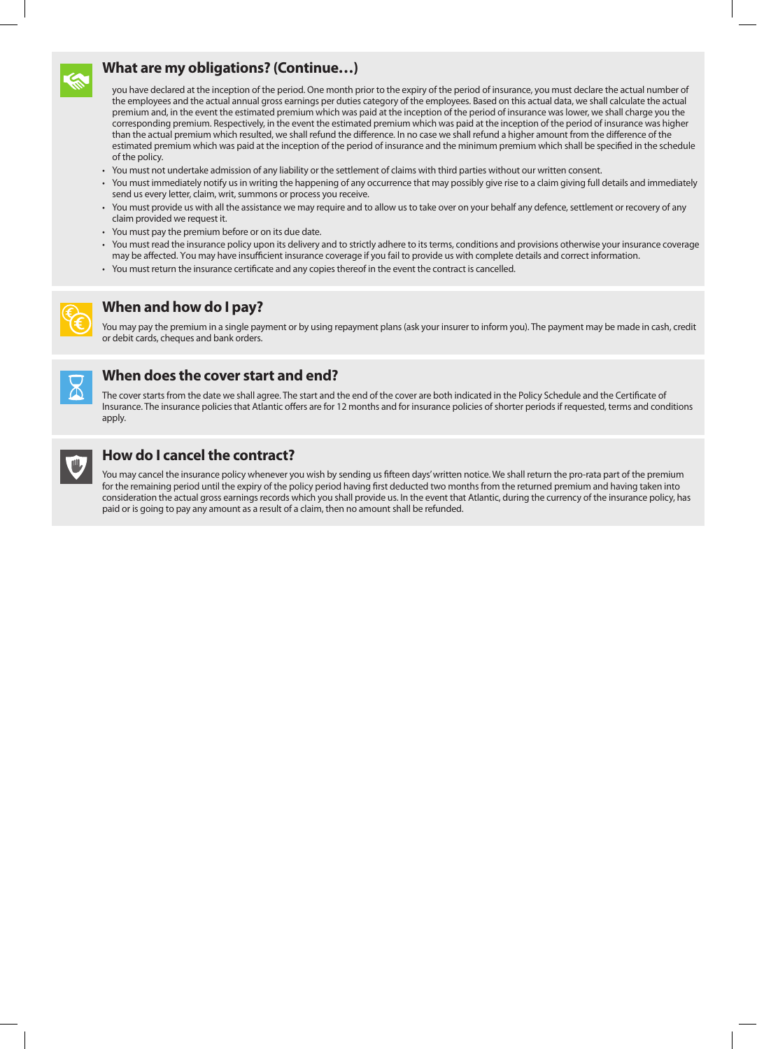## What are my obligations? (Continue…)

you have declared at the inception of the period. One month prior to the expiry of the period of insurance, you must declare the actual number of the employees and the actual annual gross earnings per duties category of the employees. Based on this actual data, we shall calculate the actual premium and, in the event the estimated premium which was paid at the inception of the period of insurance was lower, we shall charge you the corresponding premium. Respectively, in the event the estimated premium which was paid at the inception of the period of insurance was higher than the actual premium which resulted, we shall refund the difference. In no case we shall refund a higher amount from the difference of the estimated premium which was paid at the inception of the period of insurance and the minimum premium which shall be specified in the schedule of the policy.

- You must not undertake admission of any liability or the settlement of claims with third parties without our written consent.
- You must immediately notify us in writing the happening of any occurrence that may possibly give rise to a claim giving full details and immediately send us every letter, claim, writ, summons or process you receive.
- You must provide us with all the assistance we may require and to allow us to take over on your behalf any defence, settlement or recovery of any claim provided we request it.
- You must pay the premium before or on its due date.
- You must read the insurance policy upon its delivery and to strictly adhere to its terms, conditions and provisions otherwise your insurance coverage may be affected. You may have insufficient insurance coverage if you fail to provide us with complete details and correct information.
- You must return the insurance certificate and any copies thereof in the event the contract is cancelled.

## When and how do I pay?

You may pay the premium in a single payment or by using repayment plans (ask your insurer to inform you). The payment may be made in cash, credit or debit cards, cheques and bank orders.

## When does the cover start and end?

The cover starts from the date we shall agree. The start and the end of the cover are both indicated in the Policy Schedule and the Certificate of Insurance. The insurance policies that Atlantic offers are for 12 months and for insurance policies of shorter periods if requested, terms and conditions apply.

## How do I cancel the contract?

You may cancel the insurance policy whenever you wish by sending us fifteen days' written notice. We shall return the pro-rata part of the premium for the remaining period until the expiry of the policy period having first deducted two months from the returned premium and having taken into consideration the actual gross earnings records which you shall provide us. In the event that Atlantic, during the currency of the insurance policy, has paid or is going to pay any amount as a result of a claim, then no amount shall be refunded.